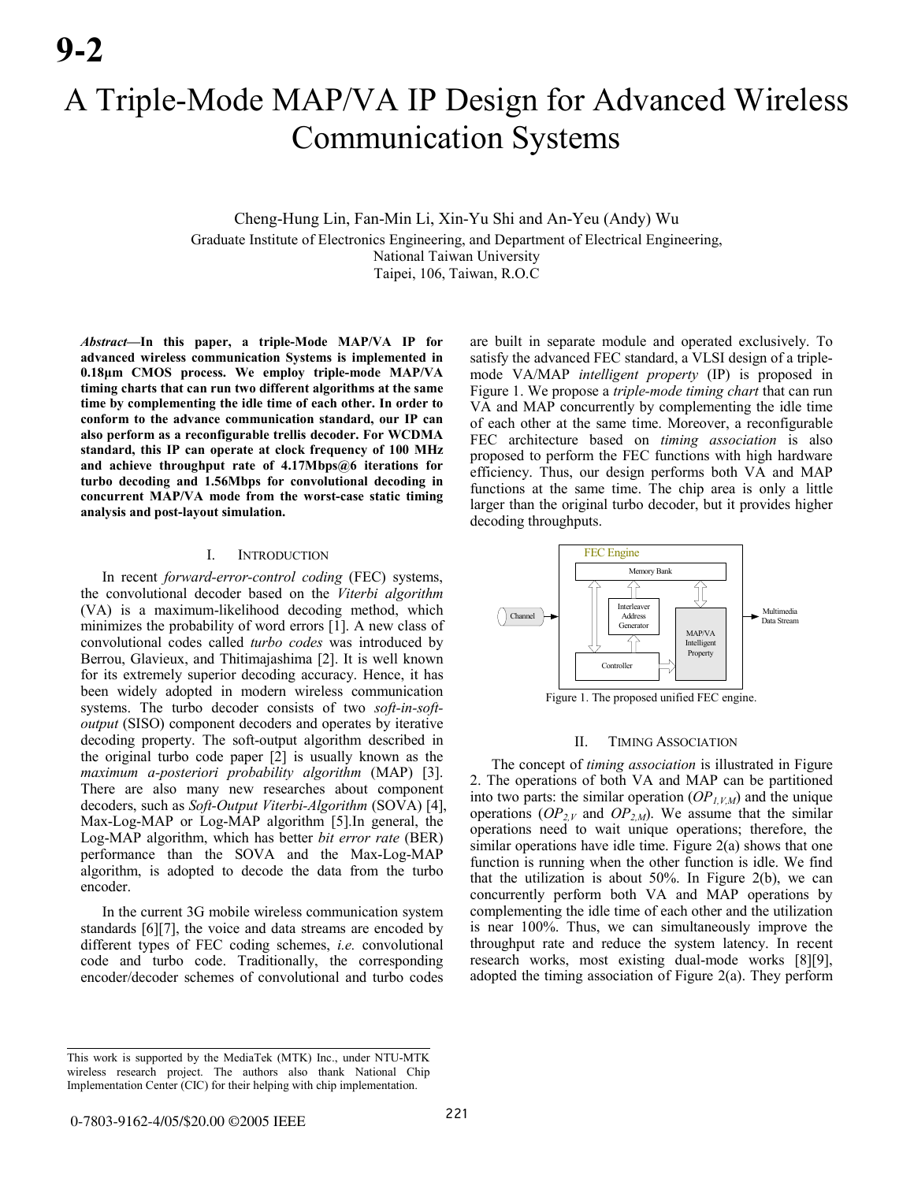# A Triple-Mode MAP/VA IP Design for Advanced Wireless Communication Systems

Cheng-Hung Lin, Fan-Min Li, Xin-Yu Shi and An-Yeu (Andy) Wu

Graduate Institute of Electronics Engineering, and Department of Electrical Engineering, National Taiwan University

Taipei, 106, Taiwan, R.O.C

***Abstract*—In this paper, a triple-Mode MAP/VA IP for advanced wireless communication Systems is implemented in 0.18μm CMOS process. We employ triple-mode MAP/VA timing charts that can run two different algorithms at the same time by complementing the idle time of each other. In order to conform to the advance communication standard, our IP can also perform as a reconfigurable trellis decoder. For WCDMA standard, this IP can operate at clock frequency of 100 MHz and achieve throughput rate of 4.17Mbps@6 iterations for turbo decoding and 1.56Mbps for convolutional decoding in concurrent MAP/VA mode from the worst-case static timing analysis and post-layout simulation.**

## I. Introduction

In recent *forward-error-control coding* (FEC) systems, the convolutional decoder based on the *Viterbi algorithm* (VA) is a maximum-likelihood decoding method, which minimizes the probability of word errors [1]. A new class of convolutional codes called *turbo codes* was introduced by Berrou, Glavieux, and Thitimajashima [2]. It is well known for its extremely superior decoding accuracy. Hence, it has been widely adopted in modern wireless communication systems. The turbo decoder consists of two *soft-in-soft-output* (SISO) component decoders and operates by iterative decoding property. The soft-output algorithm described in the original turbo code paper [2] is usually known as the *maximum a-posteriori probability algorithm* (MAP) [3]. There are also many new researches about component decoders, such as *Soft-Output Viterbi-Algorithm* (SOVA) [4], Max-Log-MAP or Log-MAP algorithm [5].In general, the Log-MAP algorithm, which has better *bit error rate* (BER) performance than the SOVA and the Max-Log-MAP algorithm, is adopted to decode the data from the turbo encoder.

In the current 3G mobile wireless communication system standards [6][7], the voice and data streams are encoded by different types of FEC coding schemes, *i.e.* convolutional code and turbo code. Traditionally, the corresponding encoder/decoder schemes of convolutional and turbo codes are built in separate module and operated exclusively. To satisfy the advanced FEC standard, a VLSI design of a triple-mode VA/MAP *intelligent property* (IP) is proposed in Figure 1. We propose a *triple-mode timing chart* that can run VA and MAP concurrently by complementing the idle time of each other at the same time. Moreover, a reconfigurable FEC architecture based on *timing association* is also proposed to perform the FEC functions with high hardware efficiency. Thus, our design performs both VA and MAP functions at the same time. The chip area is only a little larger than the original turbo decoder, but it provides higher decoding throughputs.

Figure 1. The proposed unified FEC engine.

## II. Timing Association

The concept of *timing association* is illustrated in Figure 2. The operations of both VA and MAP can be partitioned into two parts: the similar operation ($OP_{1,V,M}$) and the unique operations ($OP_{2,V}$ and $OP_{2,M}$). We assume that the similar operations need to wait unique operations; therefore, the similar operations have idle time. Figure 2(a) shows that one function is running when the other function is idle. We find that the utilization is about 50%. In Figure 2(b), we can concurrently perform both VA and MAP operations by complementing the idle time of each other and the utilization is near 100%. Thus, we can simultaneously improve the throughput rate and reduce the system latency. In recent research works, most existing dual-mode works [8][9], adopted the timing association of Figure 2(a). They perform

This work is supported by the MediaTek (MTK) Inc., under NTU-MTK wireless research project. The authors also thank National Chip Implementation Center (CIC) for their helping with chip implementation.

0-7803-9162-4/05/$20.00 ©2005 IEEE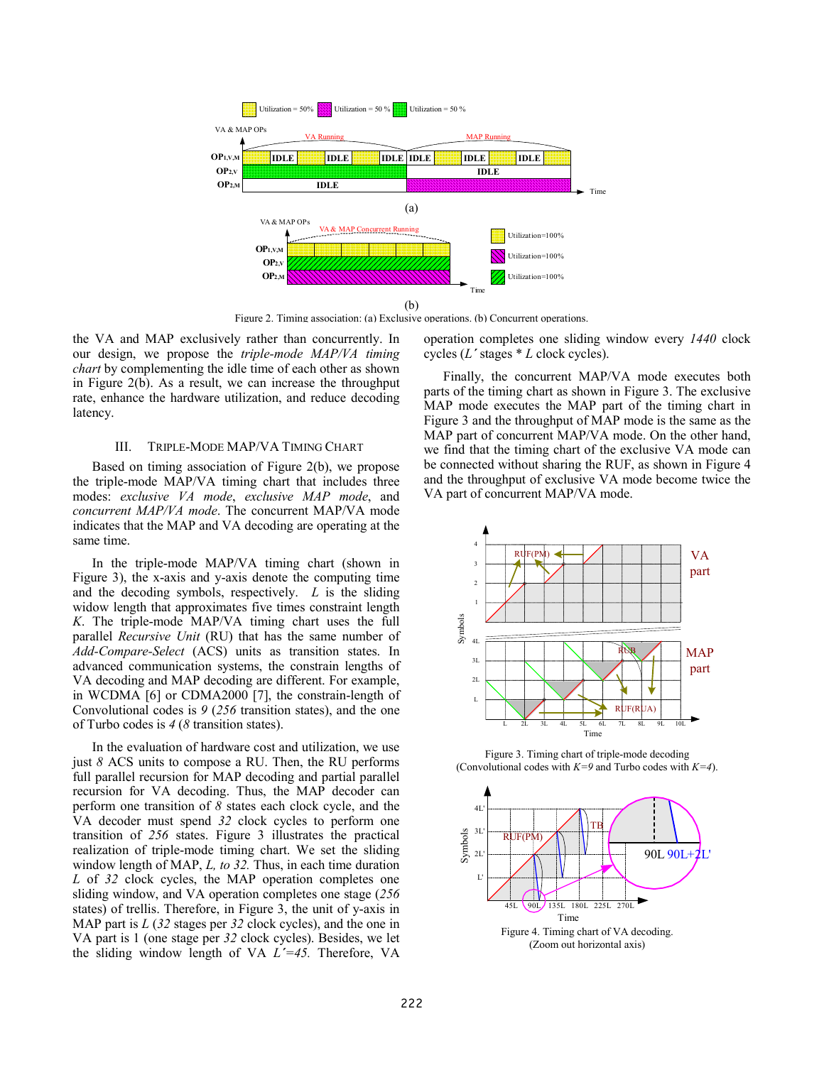Figure 2. Timing association: (a) Exclusive operations. (b) Concurrent operations.

the VA and MAP exclusively rather than concurrently. In our design, we propose the *triple-mode MAP/VA timing chart* by complementing the idle time of each other as shown in Figure 2(b). As a result, we can increase the throughput rate, enhance the hardware utilization, and reduce decoding latency.

## III. TRIPLE-MODE MAP/VA TIMING CHART

Based on timing association of Figure 2(b), we propose the triple-mode MAP/VA timing chart that includes three modes: *exclusive VA mode*, *exclusive MAP mode*, and *concurrent MAP/VA mode*. The concurrent MAP/VA mode indicates that the MAP and VA decoding are operating at the same time.

In the triple-mode MAP/VA timing chart (shown in Figure 3), the x-axis and y-axis denote the computing time and the decoding symbols, respectively. $L$ is the sliding widow length that approximates five times constraint length $K$. The triple-mode MAP/VA timing chart uses the full parallel *Recursive Unit* (RU) that has the same number of *Add-Compare-Select* (ACS) units as transition states. In advanced communication systems, the constrain lengths of VA decoding and MAP decoding are different. For example, in WCDMA [6] or CDMA2000 [7], the constrain-length of Convolutional codes is *9* (*256* transition states), and the one of Turbo codes is *4* (*8* transition states).

In the evaluation of hardware cost and utilization, we use just *8* ACS units to compose a RU. Then, the RU performs full parallel recursion for MAP decoding and partial parallel recursion for VA decoding. Thus, the MAP decoder can perform one transition of *8* states each clock cycle, and the VA decoder must spend *32* clock cycles to perform one transition of *256* states. Figure 3 illustrates the practical realization of triple-mode timing chart. We set the sliding window length of MAP, *L, to 32.* Thus, in each time duration *L* of *32* clock cycles, the MAP operation completes one sliding window, and VA operation completes one stage (*256* states) of trellis. Therefore, in Figure 3, the unit of y-axis in MAP part is *L* (*32* stages per *32* clock cycles), and the one in VA part is 1 (one stage per *32* clock cycles). Besides, we let the sliding window length of VA $L'=45$. Therefore, VA operation completes one sliding window every *1440* clock cycles ($L'$ stages * $L$ clock cycles).

Finally, the concurrent MAP/VA mode executes both parts of the timing chart as shown in Figure 3. The exclusive MAP mode executes the MAP part of the timing chart in Figure 3 and the throughput of MAP mode is the same as the MAP part of concurrent MAP/VA mode. On the other hand, we find that the timing chart of the exclusive VA mode can be connected without sharing the RUF, as shown in Figure 4 and the throughput of exclusive VA mode become twice the VA part of concurrent MAP/VA mode.

Figure 3. Timing chart of triple-mode decoding (Convolutional codes with $K=9$ and Turbo codes with $K=4$).

Figure 4. Timing chart of VA decoding. (Zoom out horizontal axis)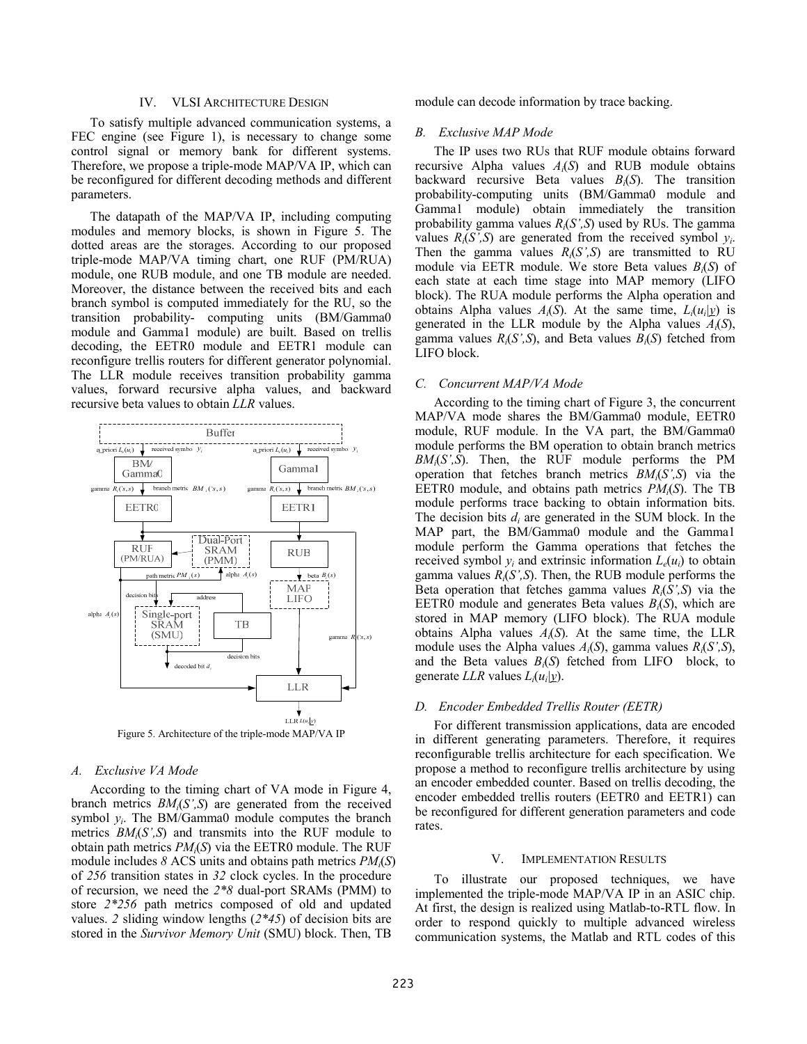## IV. VLSI Architecture Design

To satisfy multiple advanced communication systems, a FEC engine (see Figure 1), is necessary to change some control signal or memory bank for different systems. Therefore, we propose a triple-mode MAP/VA IP, which can be reconfigured for different decoding methods and different parameters.

The datapath of the MAP/VA IP, including computing modules and memory blocks, is shown in Figure 5. The dotted areas are the storages. According to our proposed triple-mode MAP/VA timing chart, one RUF (PM/RUA) module, one RUB module, and one TB module are needed. Moreover, the distance between the received bits and each branch symbol is computed immediately for the RU, so the transition probability- computing units (BM/Gamma0 module and Gamma1 module) are built. Based on trellis decoding, the EETR0 module and EETR1 module can reconfigure trellis routers for different generator polynomial. The LLR module receives transition probability gamma values, forward recursive alpha values, and backward recursive beta values to obtain *LLR* values.

Figure 5. Architecture of the triple-mode MAP/VA IP

### A. Exclusive VA Mode

According to the timing chart of VA mode in Figure 4, branch metrics $BM_i(S',S)$ are generated from the received symbol $y_i$. The BM/Gamma0 module computes the branch metrics $BM_i(S',S)$ and transmits into the RUF module to obtain path metrics $PM_i(S)$ via the EETR0 module. The RUF module includes *8* ACS units and obtains path metrics $PM_i(S)$ of *256* transition states in *32* clock cycles. In the procedure of recursion, we need the *2\*8* dual-port SRAMs (PMM) to store *2\*256* path metrics composed of old and updated values. *2* sliding window lengths (*2\*45*) of decision bits are stored in the *Survivor Memory Unit* (SMU) block. Then, TB module can decode information by trace backing.

### B. Exclusive MAP Mode

The IP uses two RUs that RUF module obtains forward recursive Alpha values $A_i(S)$ and RUB module obtains backward recursive Beta values $B_i(S)$. The transition probability-computing units (BM/Gamma0 module and Gamma1 module) obtain immediately the transition probability gamma values $R_i(S',S)$ used by RUs. The gamma values $R_i(S',S)$ are generated from the received symbol $y_i$. Then the gamma values $R_i(S',S)$ are transmitted to RU module via EETR module. We store Beta values $B_i(S)$ of each state at each time stage into MAP memory (LIFO block). The RUA module performs the Alpha operation and obtains Alpha values $A_i(S)$. At the same time, $L_i(u_i|\underline{y})$ is generated in the LLR module by the Alpha values $A_i(S)$, gamma values $R_i(S',S)$, and Beta values $B_i(S)$ fetched from LIFO block.

### C. Concurrent MAP/VA Mode

According to the timing chart of Figure 3, the concurrent MAP/VA mode shares the BM/Gamma0 module, EETR0 module, RUF module. In the VA part, the BM/Gamma0 module performs the BM operation to obtain branch metrics $BM_i(S',S)$. Then, the RUF module performs the PM operation that fetches branch metrics $BM_i(S',S)$ via the EETR0 module, and obtains path metrics $PM_i(S)$. The TB module performs trace backing to obtain information bits. The decision bits $d_i$ are generated in the SUM block. In the MAP part, the BM/Gamma0 module and the Gamma1 module perform the Gamma operations that fetches the received symbol $y_i$ and extrinsic information $L_e(u_i)$ to obtain gamma values $R_i(S',S)$. Then, the RUB module performs the Beta operation that fetches gamma values $R_i(S',S)$ via the EETR0 module and generates Beta values $B_i(S)$, which are stored in MAP memory (LIFO block). The RUA module obtains Alpha values $A_i(S)$. At the same time, the LLR module uses the Alpha values $A_i(S)$, gamma values $R_i(S',S)$, and the Beta values $B_i(S)$ fetched from LIFO block, to generate *LLR* values $L_i(u_i|\underline{y})$.

### D. Encoder Embedded Trellis Router (EETR)

For different transmission applications, data are encoded in different generating parameters. Therefore, it requires reconfigurable trellis architecture for each specification. We propose a method to reconfigure trellis architecture by using an encoder embedded counter. Based on trellis decoding, the encoder embedded trellis routers (EETR0 and EETR1) can be reconfigured for different generation parameters and code rates.

## V. Implementation Results

To illustrate our proposed techniques, we have implemented the triple-mode MAP/VA IP in an ASIC chip. At first, the design is realized using Matlab-to-RTL flow. In order to respond quickly to multiple advanced wireless communication systems, the Matlab and RTL codes of this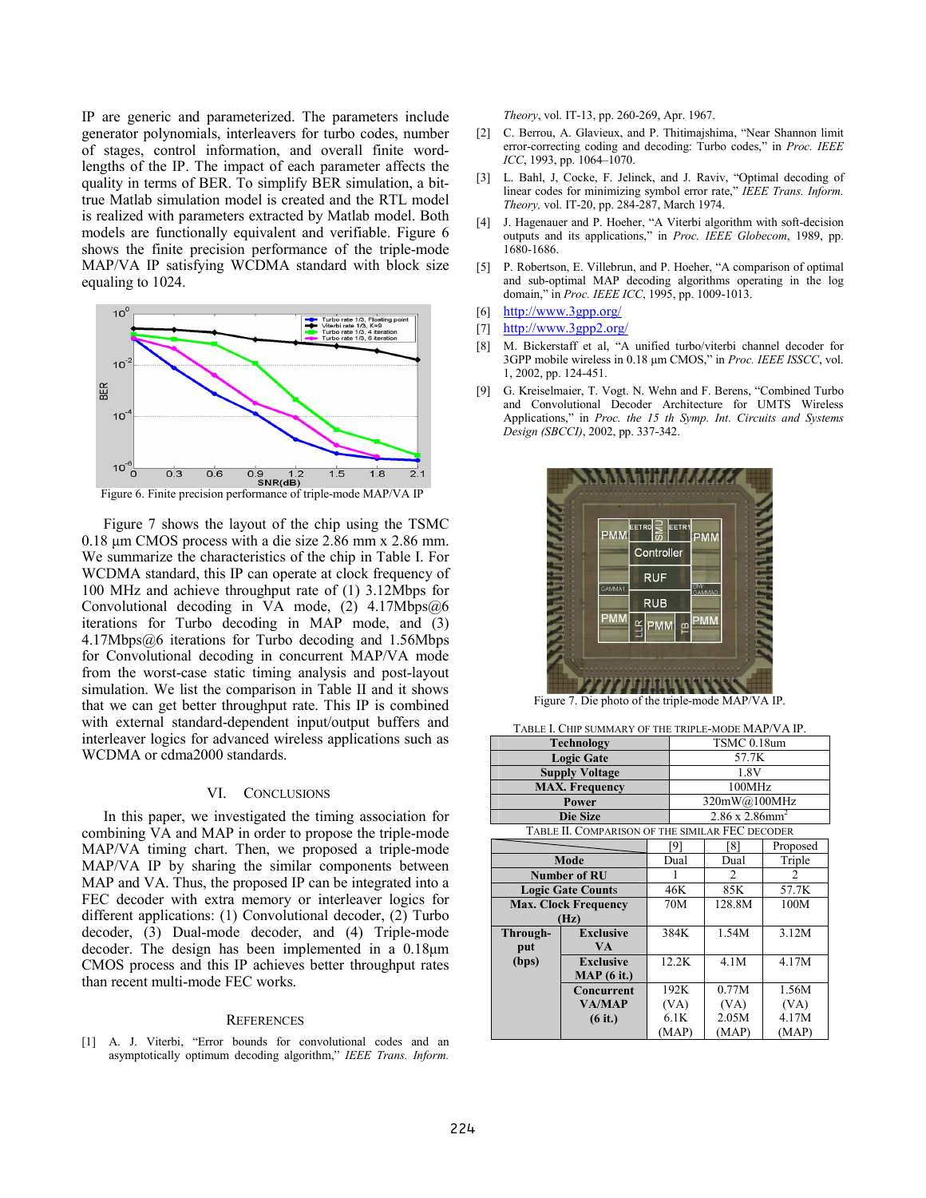IP are generic and parameterized. The parameters include generator polynomials, interleavers for turbo codes, number of stages, control information, and overall finite word-lengths of the IP. The impact of each parameter affects the quality in terms of BER. To simplify BER simulation, a bit-true Matlab simulation model is created and the RTL model is realized with parameters extracted by Matlab model. Both models are functionally equivalent and verifiable. Figure 6 shows the finite precision performance of the triple-mode MAP/VA IP satisfying WCDMA standard with block size equaling to 1024.

Turbo rate 1/3, Floating point
Viterbi rate 1/3, K=9
Turbo rate 1/3, 4 iteration
Turbo rate 1/3, 6 iteration

$10^0$
$10^{-2}$
$10^{-4}$
$10^{-6}$
BER

0 0.3 0.6 0.9 1.2 1.5 1.8 2.1
SNR(dB)

Figure 6. Finite precision performance of triple-mode MAP/VA IP

Figure 7 shows the layout of the chip using the TSMC 0.18 µm CMOS process with a die size 2.86 mm x 2.86 mm. We summarize the characteristics of the chip in Table I. For WCDMA standard, this IP can operate at clock frequency of 100 MHz and achieve throughput rate of (1) 3.12Mbps for Convolutional decoding in VA mode, (2) 4.17Mbps@6 iterations for Turbo decoding in MAP mode, and (3) 4.17Mbps@6 iterations for Turbo decoding and 1.56Mbps for Convolutional decoding in concurrent MAP/VA mode from the worst-case static timing analysis and post-layout simulation. We list the comparison in Table II and it shows that we can get better throughput rate. This IP is combined with external standard-dependent input/output buffers and interleaver logics for advanced wireless applications such as WCDMA or cdma2000 standards.

## VI. Conclusions

In this paper, we investigated the timing association for combining VA and MAP in order to propose the triple-mode MAP/VA timing chart. Then, we proposed a triple-mode MAP/VA IP by sharing the similar components between MAP and VA. Thus, the proposed IP can be integrated into a FEC decoder with extra memory or interleaver logics for different applications: (1) Convolutional decoder, (2) Turbo decoder, (3) Dual-mode decoder, and (4) Triple-mode decoder. The design has been implemented in a 0.18µm CMOS process and this IP achieves better throughput rates than recent multi-mode FEC works.

## References

[1] A. J. Viterbi, "Error bounds for convolutional codes and an asymptotically optimum decoding algorithm," *IEEE Trans. Inform. Theory*, vol. IT-13, pp. 260-269, Apr. 1967.

[2] C. Berrou, A. Glavieux, and P. Thitimajshima, "Near Shannon limit error-correcting coding and decoding: Turbo codes," in *Proc. IEEE ICC*, 1993, pp. 1064–1070.

[3] L. Bahl, J, Cocke, F. Jelinck, and J. Raviv, "Optimal decoding of linear codes for minimizing symbol error rate," *IEEE Trans. Inform. Theory,* vol. IT-20, pp. 284-287, March 1974.

[4] J. Hagenauer and P. Hoeher, "A Viterbi algorithm with soft-decision outputs and its applications," in *Proc. IEEE Globecom*, 1989, pp. 1680-1686.

[5] P. Robertson, E. Villebrun, and P. Hoeher, "A comparison of optimal and sub-optimal MAP decoding algorithms operating in the log domain," in *Proc. IEEE ICC*, 1995, pp. 1009-1013.

[6] http://www.3gpp.org/

[7] http://www.3gpp2.org/

[8] M. Bickerstaff et al, "A unified turbo/viterbi channel decoder for 3GPP mobile wireless in 0.18 µm CMOS," in *Proc. IEEE ISSCC*, vol. 1, 2002, pp. 124-451.

[9] G. Kreiselmaier, T. Vogt. N. Wehn and F. Berens, "Combined Turbo and Convolutional Decoder Architecture for UMTS Wireless Applications," in *Proc. the 15 th Symp. Int. Circuits and Systems Design (SBCCI)*, 2002, pp. 337-342.

PMM EETR0 SMU EETR1 PMM
Controller
RUF
GAMMA1 GAMMA0
RUB
PMM LLR PMM TB PMM

Figure 7. Die photo of the triple-mode MAP/VA IP.

Table I. Chip summary of the triple-mode MAP/VA IP.

| | |
|---|---|
| **Technology** | TSMC 0.18um |
| **Logic Gate** | 57.7K |
| **Supply Voltage** | 1.8V |
| **MAX. Frequency** | 100MHz |
| **Power** | 320mW@100MHz |
| **Die Size** | 2.86 x 2.86mm$^2$ |

Table II. Comparison of the similar FEC decoder

| | | [9] | [8] | Proposed |
|---|---|---|---|---|
| **Mode** | | Dual | Dual | Triple |
| **Number of RU** | | 1 | 2 | 2 |
| **Logic Gate Counts** | | 46K | 85K | 57.7K |
| **Max. Clock Frequency (Hz)** | | 70M | 128.8M | 100M |
| **Through-put (bps)** | **Exclusive VA** | 384K | 1.54M | 3.12M |
| | **Exclusive MAP (6 it.)** | 12.2K | 4.1M | 4.17M |
| | **Concurrent VA/MAP (6 it.)** | 192K (VA) 6.1K (MAP) | 0.77M (VA) 2.05M (MAP) | 1.56M (VA) 4.17M (MAP) |